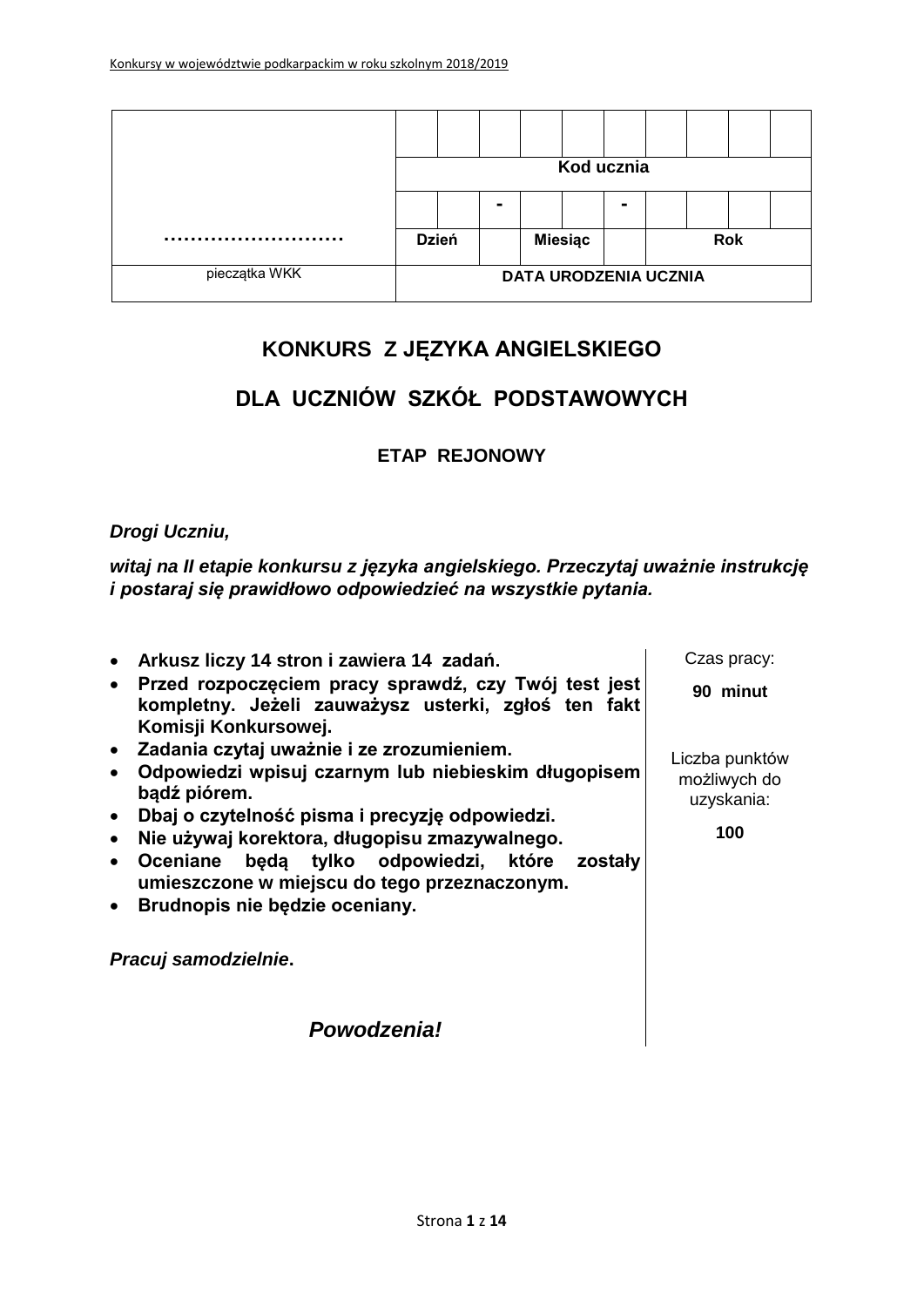| ……………………… | | | | | | | | | | |
|---|---|---|---|---|---|---|---|---|---|---|
| | | | | | | | | | | |
| | Kod ucznia | | | | | | | | | |
| | | | - | | | - | | | | |
| | Dzień | | | Miesiąc | | | Rok | | | |
| pieczątka WKK | DATA URODZENIA UCZNIA | | | | | | | | | |

# KONKURS Z JĘZYKA ANGIELSKIEGO

# DLA UCZNIÓW SZKÓŁ PODSTAWOWYCH

## ETAP REJONOWY

***Drogi Uczniu,***

***witaj na II etapie konkursu z języka angielskiego. Przeczytaj uważnie instrukcję i postaraj się prawidłowo odpowiedzieć na wszystkie pytania.***

- **Arkusz liczy 14 stron i zawiera 14 zadań.**
- **Przed rozpoczęciem pracy sprawdź, czy Twój test jest kompletny. Jeżeli zauważysz usterki, zgłoś ten fakt Komisji Konkursowej.**
- **Zadania czytaj uważnie i ze zrozumieniem.**
- **Odpowiedzi wpisuj czarnym lub niebieskim długopisem bądź piórem.**
- **Dbaj o czytelność pisma i precyzję odpowiedzi.**
- **Nie używaj korektora, długopisu zmazywalnego.**
- **Oceniane będą tylko odpowiedzi, które zostały umieszczone w miejscu do tego przeznaczonym.**
- **Brudnopis nie będzie oceniany.**

***Pracuj samodzielnie*.**

***Powodzenia!***

Czas pracy:

**90 minut**

Liczba punktów możliwych do uzyskania:

**100**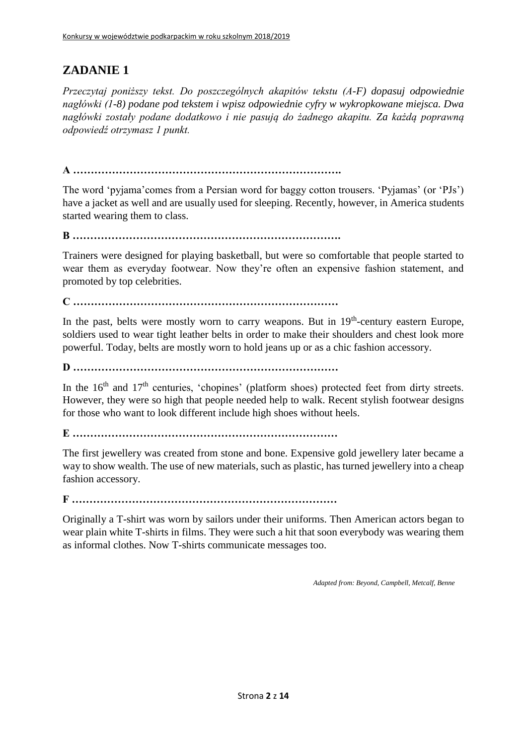## ZADANIE 1

*Przeczytaj poniższy tekst. Do poszczególnych akapitów tekstu (A-F) dopasuj odpowiednie nagłówki (1-8) podane pod tekstem i wpisz odpowiednie cyfry w wykropkowane miejsca. Dwa nagłówki zostały podane dodatkowo i nie pasują do żadnego akapitu. Za każdą poprawną odpowiedź otrzymasz 1 punkt.*

**A ………………………………………………………………….**

The word 'pyjama'comes from a Persian word for baggy cotton trousers. 'Pyjamas' (or 'PJs') have a jacket as well and are usually used for sleeping. Recently, however, in America students started wearing them to class.

**B ………………………………………………………………….**

Trainers were designed for playing basketball, but were so comfortable that people started to wear them as everyday footwear. Now they're often an expensive fashion statement, and promoted by top celebrities.

**C …………………………………………………………………**

In the past, belts were mostly worn to carry weapons. But in 19th-century eastern Europe, soldiers used to wear tight leather belts in order to make their shoulders and chest look more powerful. Today, belts are mostly worn to hold jeans up or as a chic fashion accessory.

**D …………………………………………………………………**

In the 16th and 17th centuries, 'chopines' (platform shoes) protected feet from dirty streets. However, they were so high that people needed help to walk. Recent stylish footwear designs for those who want to look different include high shoes without heels.

**E …………………………………………………………………**

The first jewellery was created from stone and bone. Expensive gold jewellery later became a way to show wealth. The use of new materials, such as plastic, has turned jewellery into a cheap fashion accessory.

**F …………………………………………………………………**

Originally a T-shirt was worn by sailors under their uniforms. Then American actors began to wear plain white T-shirts in films. They were such a hit that soon everybody was wearing them as informal clothes. Now T-shirts communicate messages too.

*Adapted from: Beyond, Campbell, Metcalf, Benne*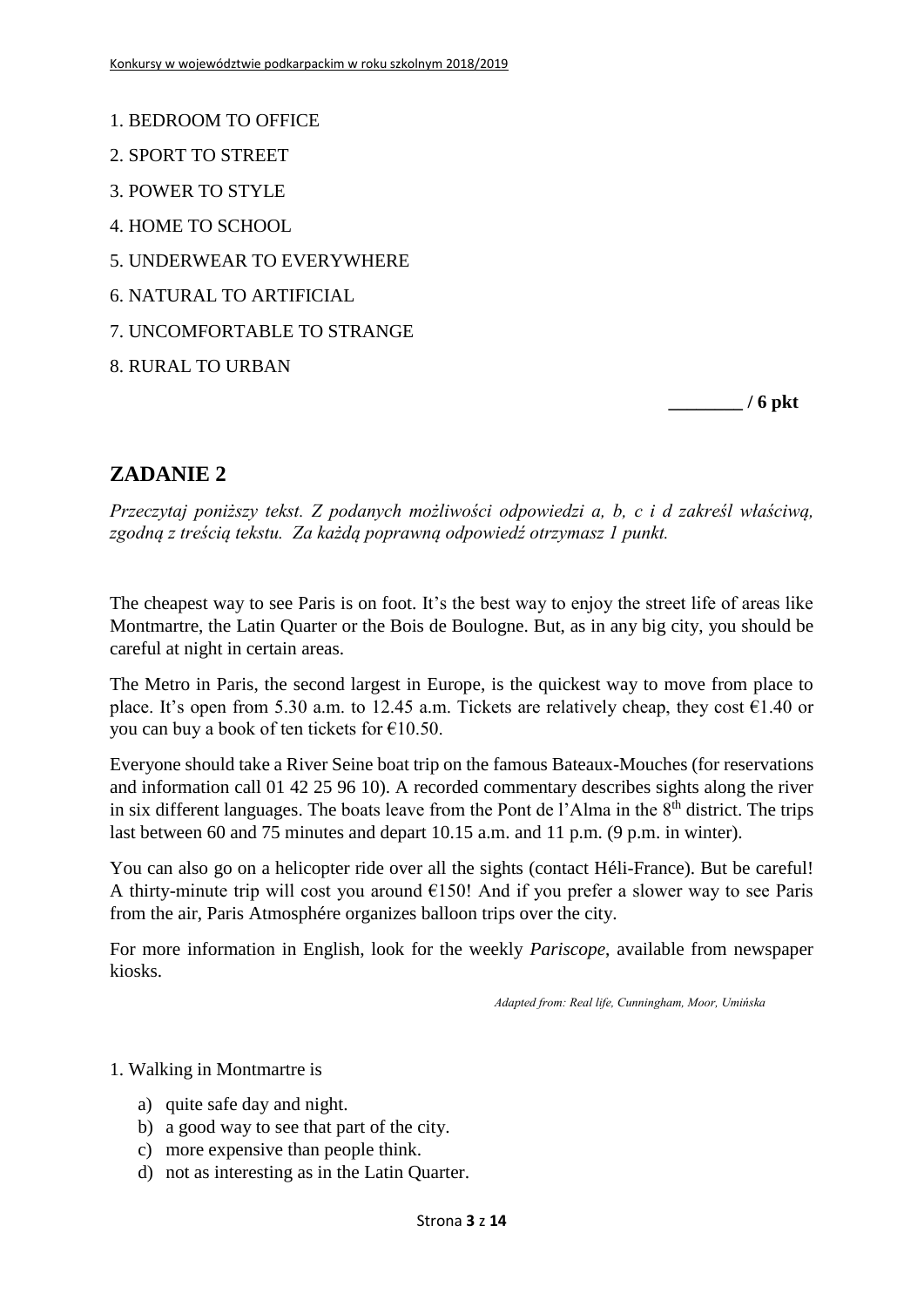1. BEDROOM TO OFFICE

2. SPORT TO STREET

3. POWER TO STYLE

4. HOME TO SCHOOL

5. UNDERWEAR TO EVERYWHERE

6. NATURAL TO ARTIFICIAL

7. UNCOMFORTABLE TO STRANGE

8. RURAL TO URBAN

**________ / 6 pkt**

## ZADANIE 2

*Przeczytaj poniższy tekst. Z podanych możliwości odpowiedzi a, b, c i d zakreśl właściwą, zgodną z treścią tekstu. Za każdą poprawną odpowiedź otrzymasz 1 punkt.*

The cheapest way to see Paris is on foot. It's the best way to enjoy the street life of areas like Montmartre, the Latin Quarter or the Bois de Boulogne. But, as in any big city, you should be careful at night in certain areas.

The Metro in Paris, the second largest in Europe, is the quickest way to move from place to place. It's open from 5.30 a.m. to 12.45 a.m. Tickets are relatively cheap, they cost €1.40 or you can buy a book of ten tickets for €10.50.

Everyone should take a River Seine boat trip on the famous Bateaux-Mouches (for reservations and information call 01 42 25 96 10). A recorded commentary describes sights along the river in six different languages. The boats leave from the Pont de l'Alma in the 8th district. The trips last between 60 and 75 minutes and depart 10.15 a.m. and 11 p.m. (9 p.m. in winter).

You can also go on a helicopter ride over all the sights (contact Héli-France). But be careful! A thirty-minute trip will cost you around €150! And if you prefer a slower way to see Paris from the air, Paris Atmosphére organizes balloon trips over the city.

For more information in English, look for the weekly *Pariscope*, available from newspaper kiosks.

*Adapted from: Real life, Cunningham, Moor, Umińska*

1. Walking in Montmartre is

   a) quite safe day and night.
   b) a good way to see that part of the city.
   c) more expensive than people think.
   d) not as interesting as in the Latin Quarter.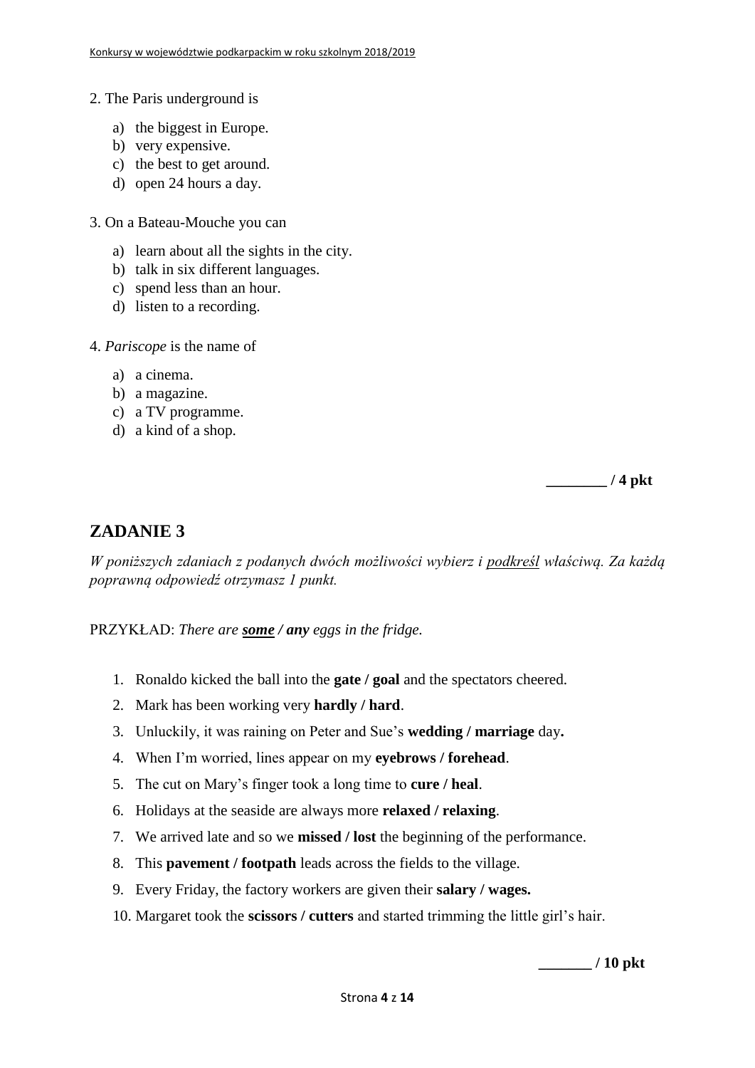2. The Paris underground is

a) the biggest in Europe.
b) very expensive.
c) the best to get around.
d) open 24 hours a day.

3. On a Bateau-Mouche you can

a) learn about all the sights in the city.
b) talk in six different languages.
c) spend less than an hour.
d) listen to a recording.

4. *Pariscope* is the name of

a) a cinema.
b) a magazine.
c) a TV programme.
d) a kind of a shop.

**________ / 4 pkt**

## ZADANIE 3

*W poniższych zdaniach z podanych dwóch możliwości wybierz i podkreśl właściwą. Za każdą poprawną odpowiedź otrzymasz 1 punkt.*

PRZYKŁAD: *There are* ***some / any*** *eggs in the fridge.*

1. Ronaldo kicked the ball into the **gate / goal** and the spectators cheered.
2. Mark has been working very **hardly / hard**.
3. Unluckily, it was raining on Peter and Sue's **wedding / marriage** day**.**
4. When I'm worried, lines appear on my **eyebrows / forehead**.
5. The cut on Mary's finger took a long time to **cure / heal**.
6. Holidays at the seaside are always more **relaxed / relaxing**.
7. We arrived late and so we **missed / lost** the beginning of the performance.
8. This **pavement / footpath** leads across the fields to the village.
9. Every Friday, the factory workers are given their **salary / wages.**
10. Margaret took the **scissors / cutters** and started trimming the little girl's hair.

**_______ / 10 pkt**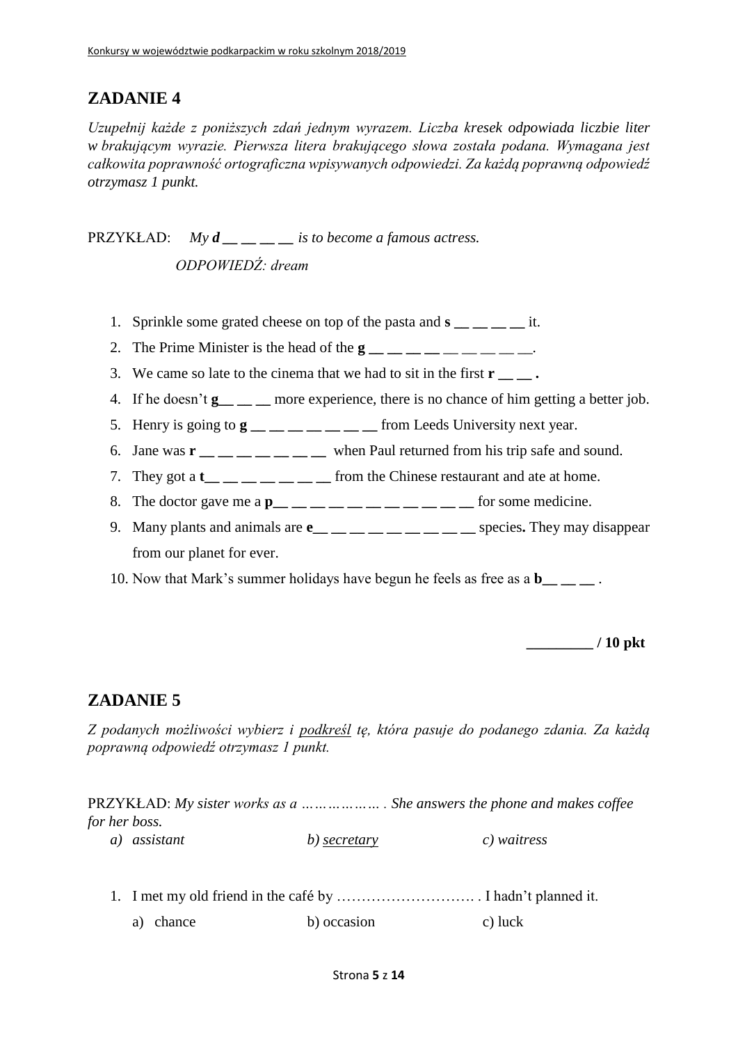## ZADANIE 4

*Uzupełnij każde z poniższych zdań jednym wyrazem. Liczba kresek odpowiada liczbie liter w brakującym wyrazie. Pierwsza litera brakującego słowa została podana. Wymagana jest całkowita poprawność ortograficzna wpisywanych odpowiedzi. Za każdą poprawną odpowiedź otrzymasz 1 punkt.*

PRZYKŁAD: *My **d** __ __ __ __ is to become a famous actress.*

*ODPOWIEDŹ: dream*

1. Sprinkle some grated cheese on top of the pasta and **s** __ __ __ __ it.
2. The Prime Minister is the head of the **g** __ __ __ __ __ __ __ __ __.
3. We came so late to the cinema that we had to sit in the first **r** __ __ **.**
4. If he doesn't **g**__ __ __ more experience, there is no chance of him getting a better job.
5. Henry is going to **g** __ __ __ __ __ __ __ from Leeds University next year.
6. Jane was **r** __ __ __ __ __ __ __ when Paul returned from his trip safe and sound.
7. They got a **t**__ __ __ __ __ __ __ from the Chinese restaurant and ate at home.
8. The doctor gave me a **p**__ __ __ __ __ __ __ __ __ __ __ for some medicine.
9. Many plants and animals are **e**__ __ __ __ __ __ __ __ __ species**.** They may disappear from our planet for ever.
10. Now that Mark's summer holidays have begun he feels as free as a **b**__ __ __ .

**_________ / 10 pkt**

## ZADANIE 5

*Z podanych możliwości wybierz i* podkreśl *tę, która pasuje do podanego zdania. Za każdą poprawną odpowiedź otrzymasz 1 punkt.*

PRZYKŁAD: *My sister works as a ……………… . She answers the phone and makes coffee for her boss.*

*a) assistant* *b) secretary* *c) waitress*

1. I met my old friend in the café by ………………………. . I hadn't planned it.

   a) chance b) occasion c) luck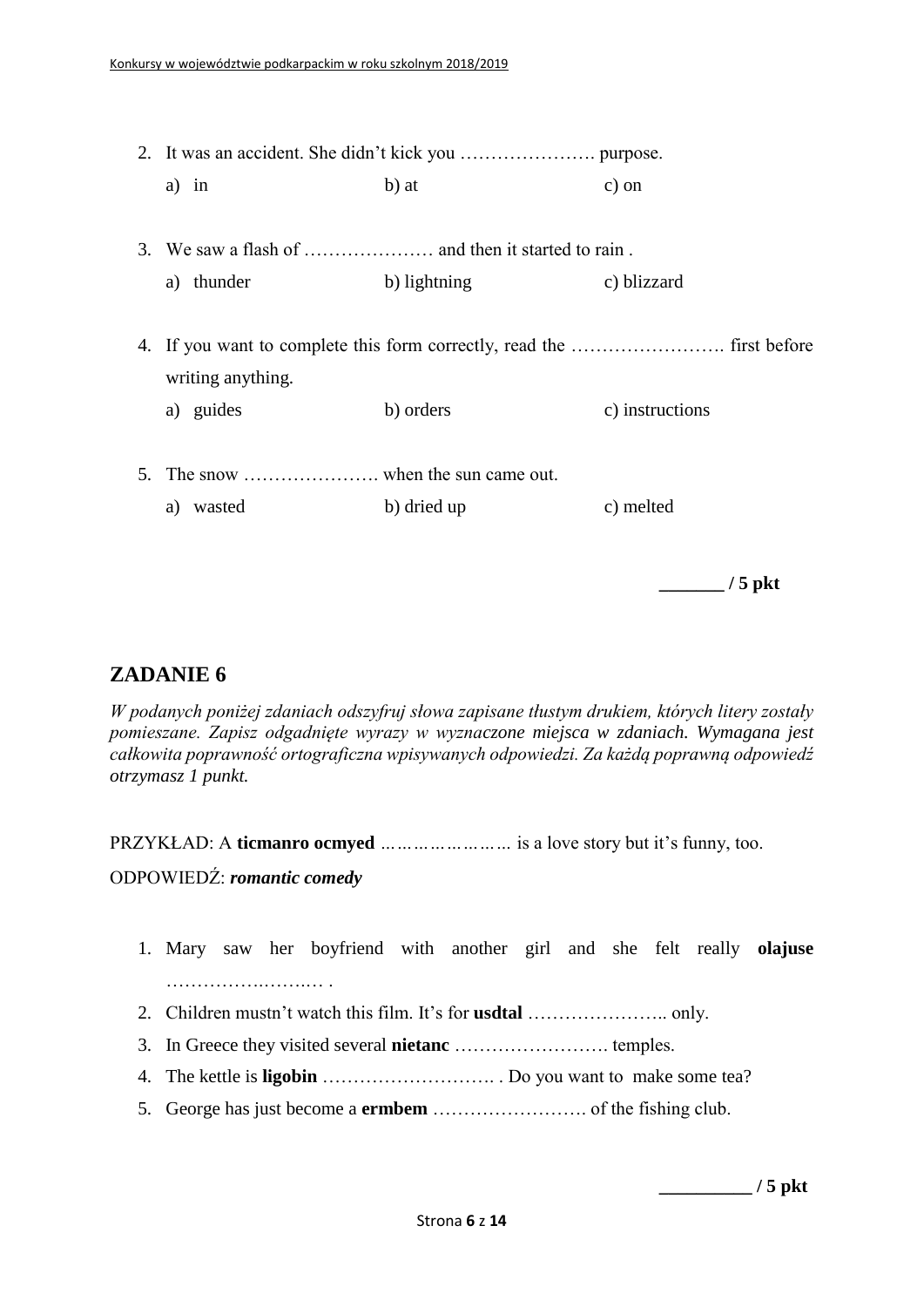2. It was an accident. She didn't kick you …………………. purpose.

   a) in b) at c) on

3. We saw a flash of ………………… and then it started to rain .

   a) thunder b) lightning c) blizzard

4. If you want to complete this form correctly, read the ……………………. first before writing anything.

   a) guides b) orders c) instructions

5. The snow …………………. when the sun came out.

   a) wasted b) dried up c) melted

_______ / 5 pkt

## ZADANIE 6

*W podanych poniżej zdaniach odszyfruj słowa zapisane tłustym drukiem, których litery zostały pomieszane. Zapisz odgadnięte wyrazy w wyznaczone miejsca w zdaniach. Wymagana jest całkowita poprawność ortograficzna wpisywanych odpowiedzi. Za każdą poprawną odpowiedź otrzymasz 1 punkt.*

PRZYKŁAD: A **ticmanro ocmyed** ………………… is a love story but it's funny, too.

ODPOWIEDŹ: ***romantic comedy***

1. Mary saw her boyfriend with another girl and she felt really **olajuse** ……………….…….… .
2. Children mustn't watch this film. It's for **usdtal** ………………….. only.
3. In Greece they visited several **nietanc** ……………………. temples.
4. The kettle is **ligobin** ………………………. . Do you want to make some tea?
5. George has just become a **ermbem** ……………………. of the fishing club.

_________ / 5 pkt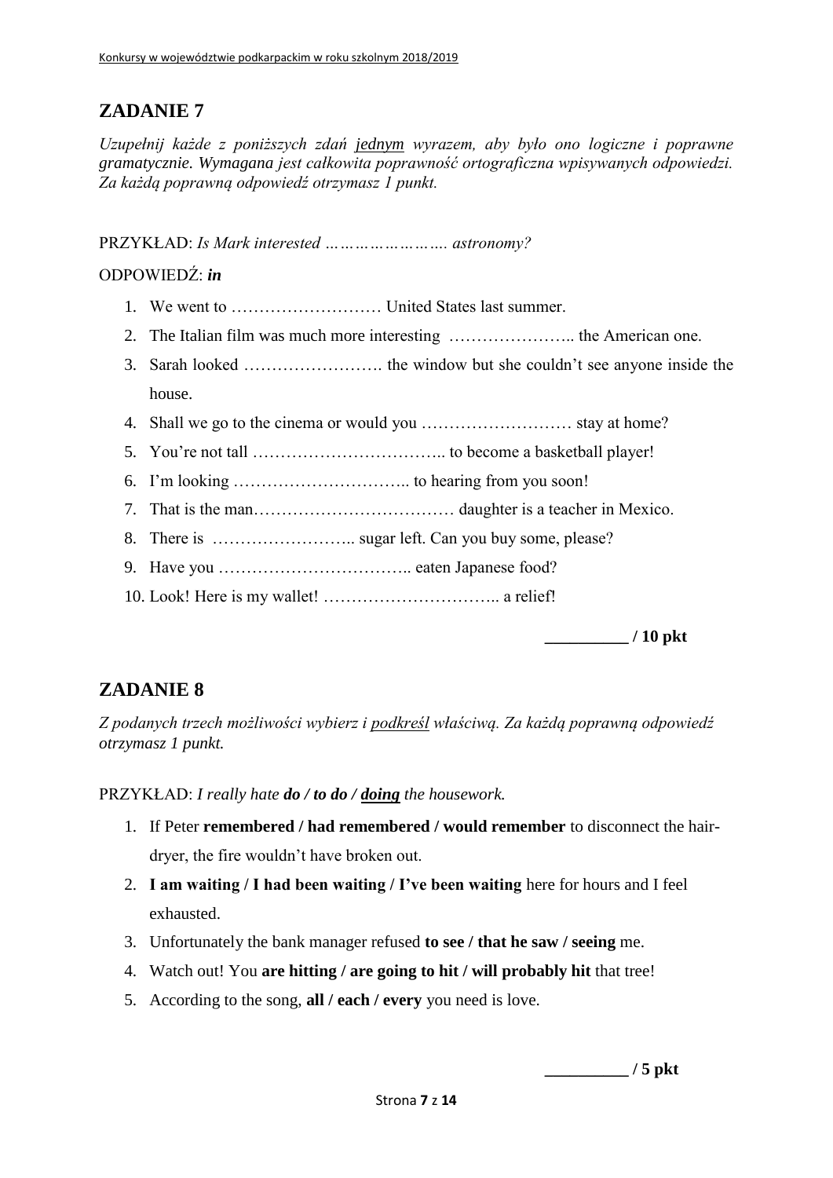## ZADANIE 7

*Uzupełnij każde z poniższych zdań jednym wyrazem, aby było ono logiczne i poprawne gramatycznie. Wymagana jest całkowita poprawność ortograficzna wpisywanych odpowiedzi. Za każdą poprawną odpowiedź otrzymasz 1 punkt.*

PRZYKŁAD: *Is Mark interested …………………… astronomy?*

ODPOWIEDŹ: ***in***

1. We went to ……………………… United States last summer.
2. The Italian film was much more interesting ………………….. the American one.
3. Sarah looked ……………………. the window but she couldn't see anyone inside the house.
4. Shall we go to the cinema or would you ……………………… stay at home?
5. You're not tall …………………………….. to become a basketball player!
6. I'm looking ………………………….. to hearing from you soon!
7. That is the man……………………………… daughter is a teacher in Mexico.
8. There is …………………….. sugar left. Can you buy some, please?
9. Have you …………………………….. eaten Japanese food?
10. Look! Here is my wallet! ………………………….. a relief!

**__________ / 10 pkt**

## ZADANIE 8

*Z podanych trzech możliwości wybierz i podkreśl właściwą. Za każdą poprawną odpowiedź otrzymasz 1 punkt.*

PRZYKŁAD: *I really hate **do / to do / doing** the housework.*

1. If Peter **remembered / had remembered / would remember** to disconnect the hair-dryer, the fire wouldn't have broken out.
2. **I am waiting / I had been waiting / I've been waiting** here for hours and I feel exhausted.
3. Unfortunately the bank manager refused **to see / that he saw / seeing** me.
4. Watch out! You **are hitting / are going to hit / will probably hit** that tree!
5. According to the song, **all / each / every** you need is love.

**__________ / 5 pkt**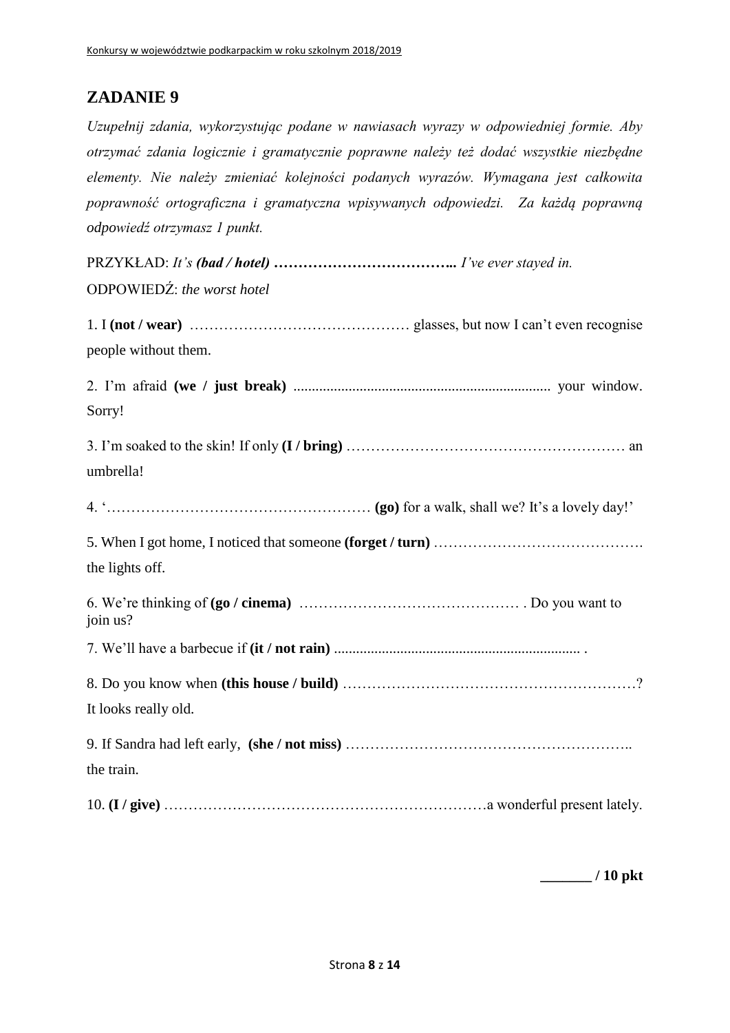## ZADANIE 9

*Uzupełnij zdania, wykorzystując podane w nawiasach wyrazy w odpowiedniej formie. Aby otrzymać zdania logicznie i gramatycznie poprawne należy też dodać wszystkie niezbędne elementy. Nie należy zmieniać kolejności podanych wyrazów. Wymagana jest całkowita poprawność ortograficzna i gramatyczna wpisywanych odpowiedzi. Za każdą poprawną odpowiedź otrzymasz 1 punkt.*

PRZYKŁAD: *It's **(bad / hotel)** **……………………………..** I've ever stayed in.*

ODPOWIEDŹ: *the worst hotel*

1. I **(not / wear)** ……………………………………… glasses, but now I can't even recognise people without them.

2. I'm afraid **(we / just break)** ....................................................................... your window. Sorry!

3. I'm soaked to the skin! If only **(I / bring)** ………………………………………………… an umbrella!

4. '……………………………………………… **(go)** for a walk, shall we? It's a lovely day!'

5. When I got home, I noticed that someone **(forget / turn)** ……………………………………. the lights off.

6. We're thinking of **(go / cinema)** ……………………………………… . Do you want to join us?

7. We'll have a barbecue if **(it / not rain)** ................................................................... .

8. Do you know when **(this house / build)** ……………………………………………………? It looks really old.

9. If Sandra had left early, **(she / not miss)** ………………………………………………….. the train.

10. **(I / give)** …………………………………………………………a wonderful present lately.

**_______ / 10 pkt**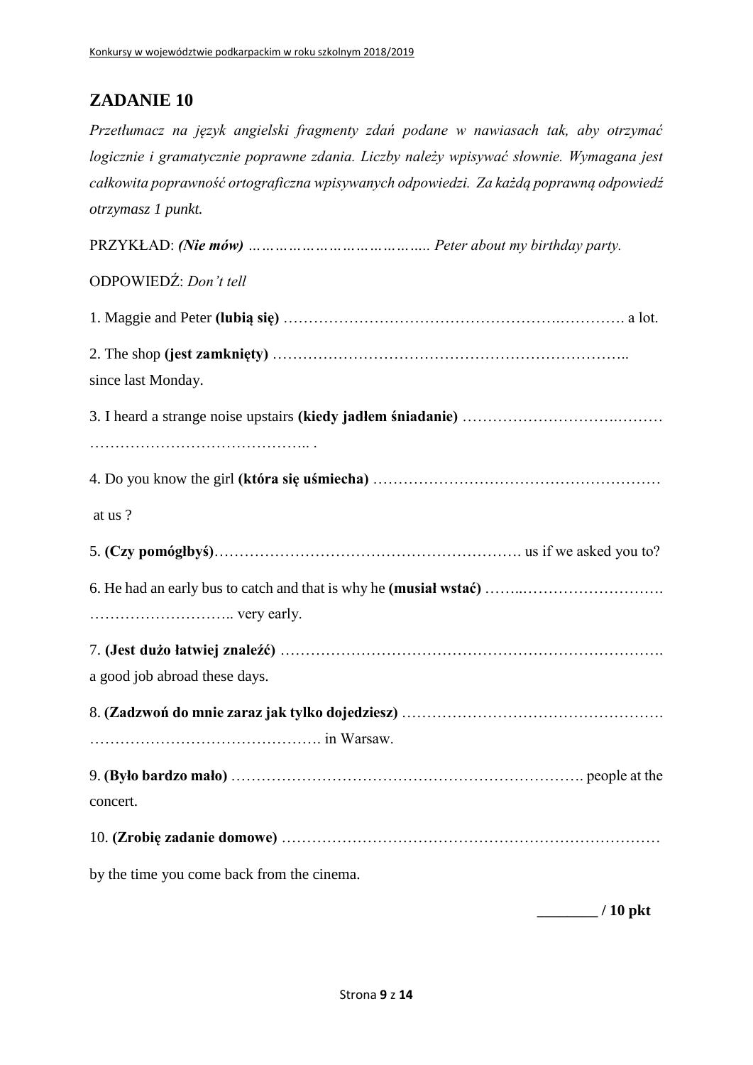## ZADANIE 10

*Przetłumacz na język angielski fragmenty zdań podane w nawiasach tak, aby otrzymać logicznie i gramatycznie poprawne zdania. Liczby należy wpisywać słownie. Wymagana jest całkowita poprawność ortograficzna wpisywanych odpowiedzi. Za każdą poprawną odpowiedź otrzymasz 1 punkt.*

PRZYKŁAD: ***(Nie mów)*** *………………………………….. Peter about my birthday party.*

ODPOWIEDŹ: *Don't tell*

1. Maggie and Peter **(lubią się)** ……………………………………………….…………. a lot.

2. The shop **(jest zamknięty)** ……………………………………………………………..
since last Monday.

3. I heard a strange noise upstairs **(kiedy jadłem śniadanie)** …………………………..………
…………………………………….. .

4. Do you know the girl **(która się uśmiecha)** …………………………………………………
at us ?

5. **(Czy pomógłbyś)**……………………………………………………. us if we asked you to?

6. He had an early bus to catch and that is why he **(musiał wstać)** ……..……………………….
……………………….. very early.

7. **(Jest dużo łatwiej znaleźć)** ……………………………………………………………….
a good job abroad these days.

8. **(Zadzwoń do mnie zaraz jak tylko dojedziesz)** …………………………………………….
………………………………………. in Warsaw.

9. **(Było bardzo mało)** ………………………………………………………………. people at the concert.

10. **(Zrobię zadanie domowe)** ……………………………………………………………….
by the time you come back from the cinema.

**________ / 10 pkt**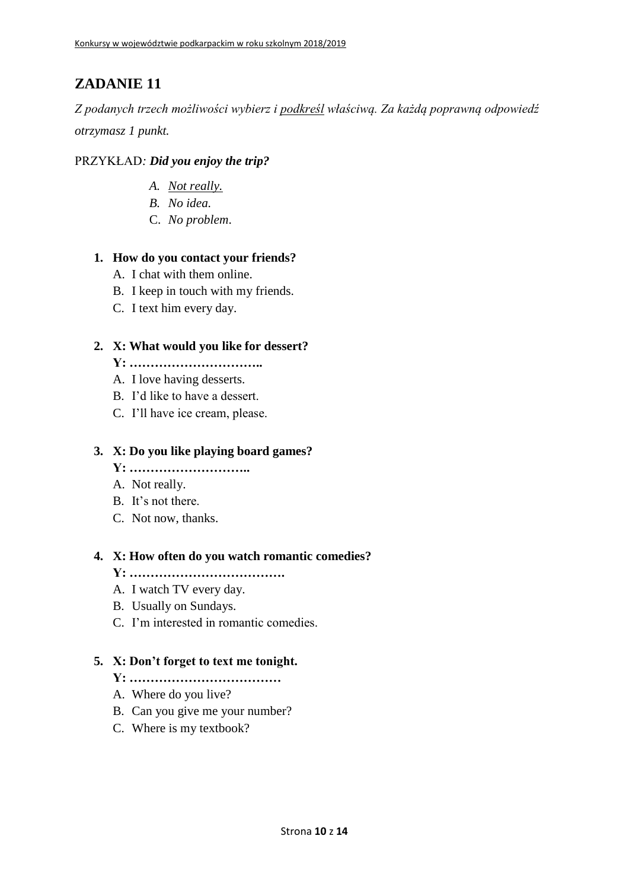## ZADANIE 11

*Z podanych trzech możliwości wybierz i <u>podkreśl</u> właściwą. Za każdą poprawną odpowiedź otrzymasz 1 punkt.*

PRZYKŁAD*:* ***Did you enjoy the trip?***

- *A. <u>Not really.</u>*
- *B. No idea.*
- C. *No problem*.

1. **How do you contact your friends?**
   - A. I chat with them online.
   - B. I keep in touch with my friends.
   - C. I text him every day.

2. **X: What would you like for dessert?**
   **Y: …………………………..**
   - A. I love having desserts.
   - B. I'd like to have a dessert.
   - C. I'll have ice cream, please.

3. **X: Do you like playing board games?**
   **Y: ………………………..**
   - A. Not really.
   - B. It's not there.
   - C. Not now, thanks.

4. **X: How often do you watch romantic comedies?**
   **Y: ……………………………….**
   - A. I watch TV every day.
   - B. Usually on Sundays.
   - C. I'm interested in romantic comedies.

5. **X: Don't forget to text me tonight.**
   **Y: ………………………………**
   - A. Where do you live?
   - B. Can you give me your number?
   - C. Where is my textbook?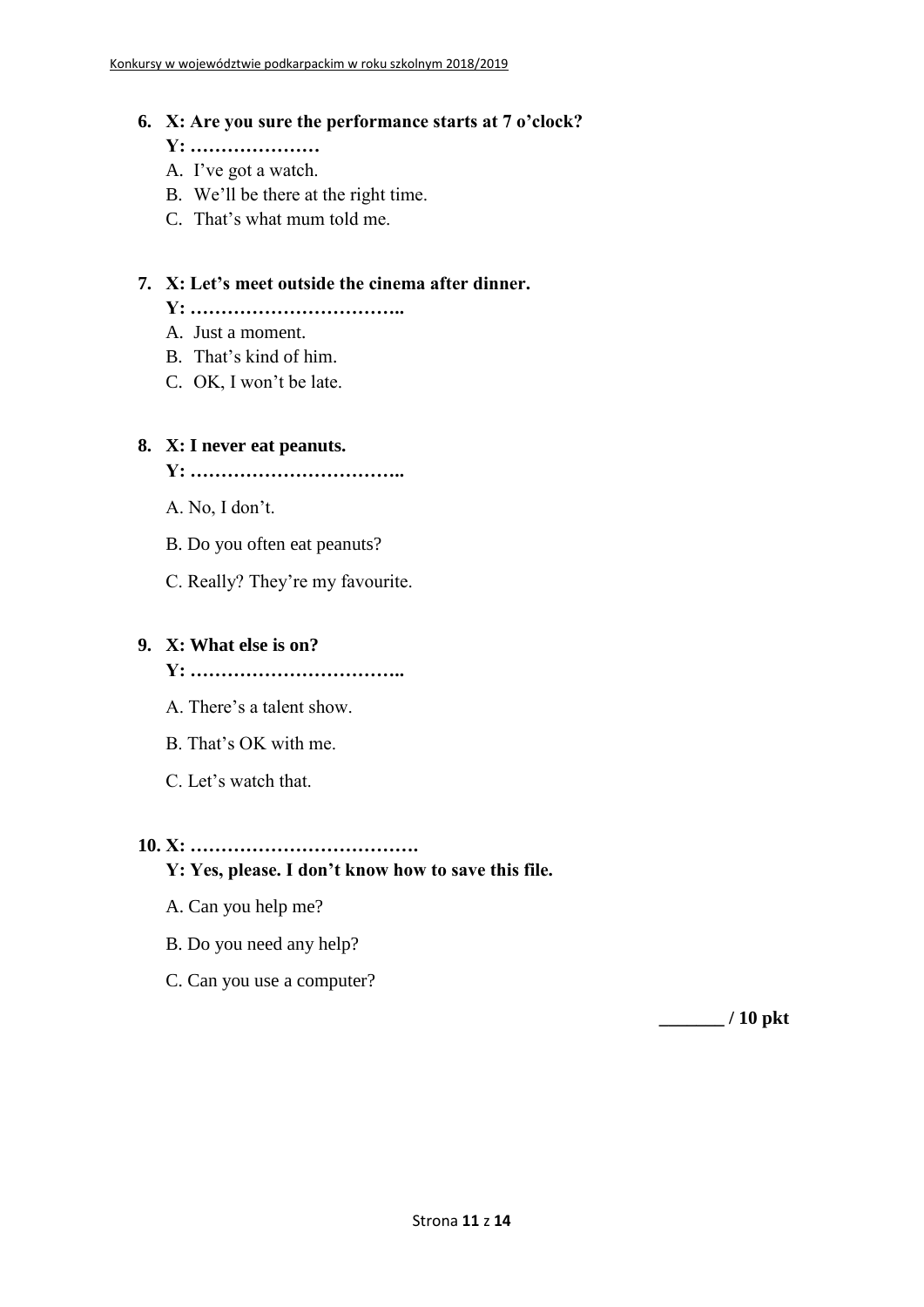6. **X: Are you sure the performance starts at 7 o'clock?**
   **Y: …………………**
   A. I've got a watch.
   B. We'll be there at the right time.
   C. That's what mum told me.

7. **X: Let's meet outside the cinema after dinner.**
   **Y: ……………………………..**
   A. Just a moment.
   B. That's kind of him.
   C. OK, I won't be late.

8. **X: I never eat peanuts.**
   **Y: ……………………………..**

   A. No, I don't.

   B. Do you often eat peanuts?

   C. Really? They're my favourite.

9. **X: What else is on?**
   **Y: ……………………………..**

   A. There's a talent show.

   B. That's OK with me.

   C. Let's watch that.

10. **X: ……………………………….**
    **Y: Yes, please. I don't know how to save this file.**

    A. Can you help me?

    B. Do you need any help?

    C. Can you use a computer?

**_______ / 10 pkt**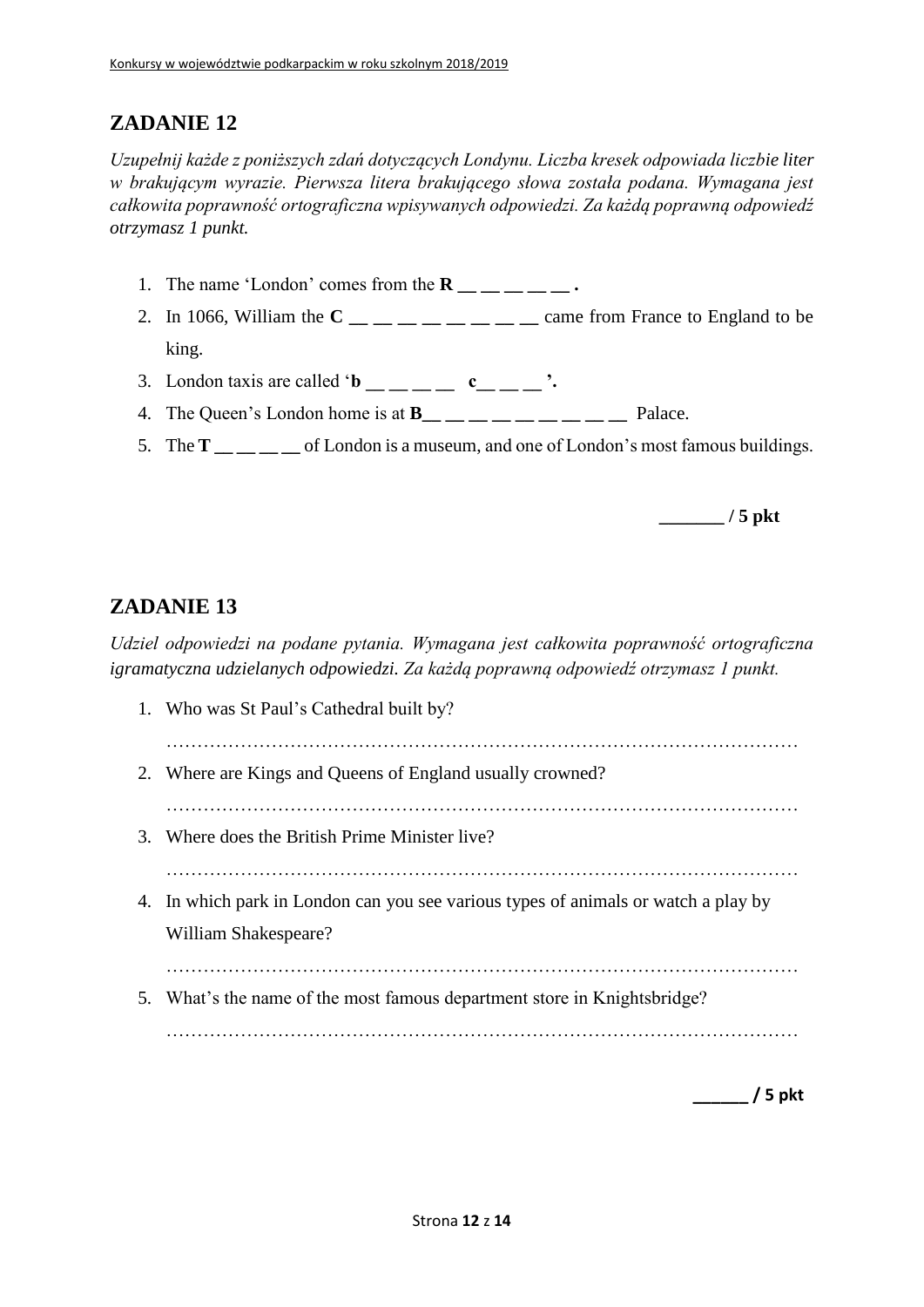## ZADANIE 12

*Uzupełnij każde z poniższych zdań dotyczących Londynu. Liczba kresek odpowiada liczbie liter w brakującym wyrazie. Pierwsza litera brakującego słowa została podana. Wymagana jest całkowita poprawność ortograficzna wpisywanych odpowiedzi. Za każdą poprawną odpowiedź otrzymasz 1 punkt.*

1. The name 'London' comes from the **R __ __ __ __ __ .**
2. In 1066, William the **C __ __ __ __ __ __ __ __** came from France to England to be king.
3. London taxis are called '**b __ __ __ __  c__ __ __ '.**
4. The Queen's London home is at **B__ __ __ __ __ __ __ __ __** Palace.
5. The **T __ __ __ __** of London is a museum, and one of London's most famous buildings.

**_______ / 5 pkt**

## ZADANIE 13

*Udziel odpowiedzi na podane pytania. Wymagana jest całkowita poprawność ortograficzna igramatyczna udzielanych odpowiedzi. Za każdą poprawną odpowiedź otrzymasz 1 punkt.*

1. Who was St Paul's Cathedral built by?

   ……………………………………………………………………………………………
2. Where are Kings and Queens of England usually crowned?

   ……………………………………………………………………………………………
3. Where does the British Prime Minister live?

   ……………………………………………………………………………………………
4. In which park in London can you see various types of animals or watch a play by William Shakespeare?

   ……………………………………………………………………………………………
5. What's the name of the most famous department store in Knightsbridge?

   ……………………………………………………………………………………………

**______ / 5 pkt**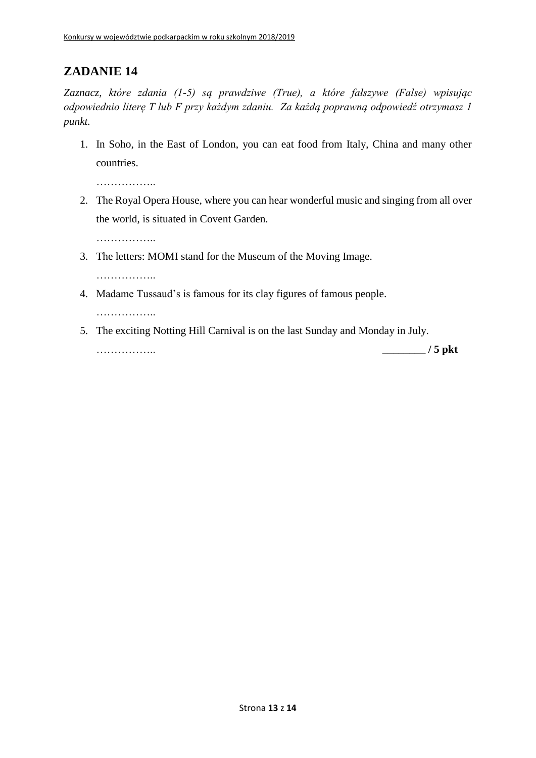## ZADANIE 14

*Zaznacz, które zdania (1-5) są prawdziwe (True), a które fałszywe (False) wpisując odpowiednio literę T lub F przy każdym zdaniu. Za każdą poprawną odpowiedź otrzymasz 1 punkt.*

1. In Soho, in the East of London, you can eat food from Italy, China and many other countries.

   ……………..

2. The Royal Opera House, where you can hear wonderful music and singing from all over the world, is situated in Covent Garden.

   ……………..

3. The letters: MOMI stand for the Museum of the Moving Image.

   ……………..

4. Madame Tussaud's is famous for its clay figures of famous people.

   ……………..

5. The exciting Notting Hill Carnival is on the last Sunday and Monday in July.

   ……………..

**________ / 5 pkt**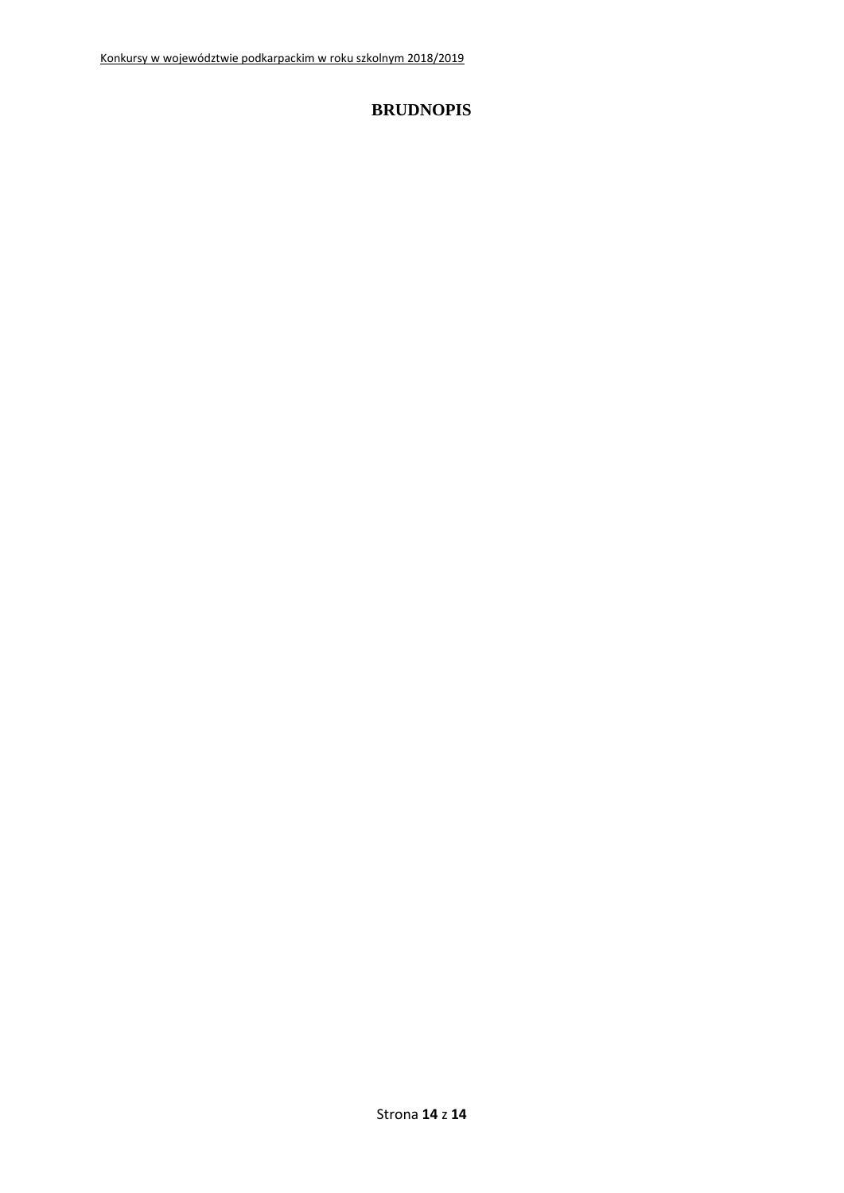# BRUDNOPIS